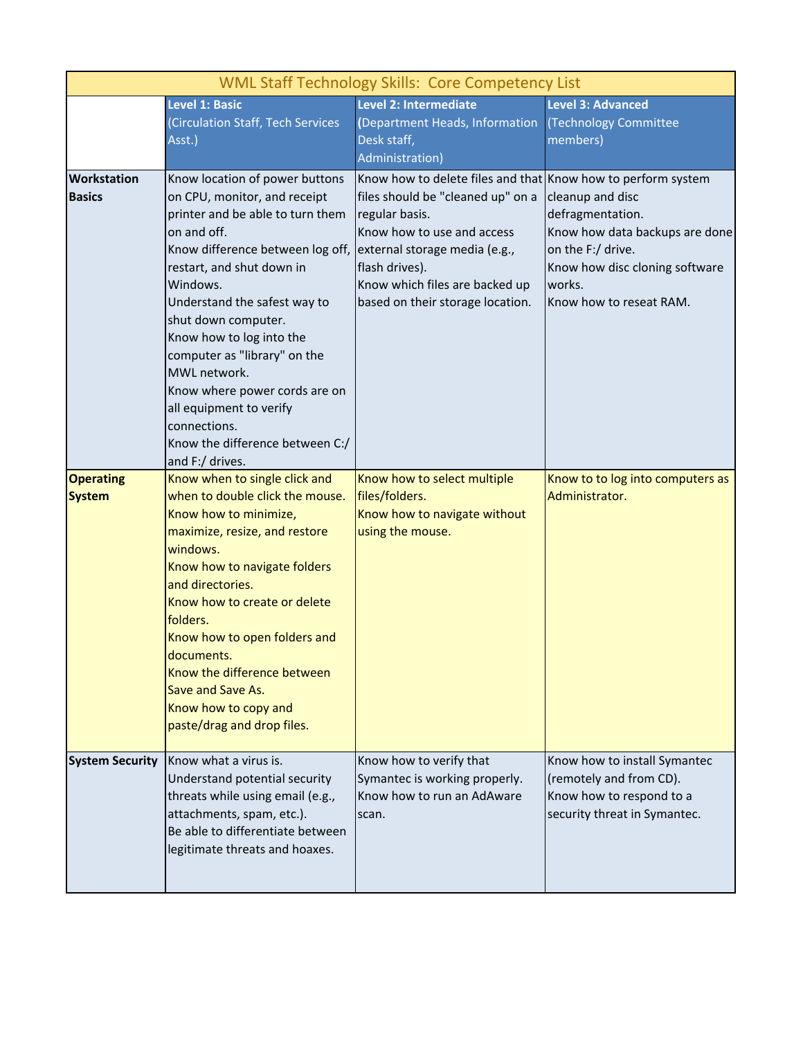| WML Staff Technology Skills: Core Competency List | | | |
|---|---|---|---|
| | **Level 1: Basic** (Circulation Staff, Tech Services Asst.) | **Level 2: Intermediate** (Department Heads, Information Desk staff, Administration) | **Level 3: Advanced** (Technology Committee members) |
| **Workstation Basics** | Know location of power buttons on CPU, monitor, and receipt printer and be able to turn them on and off.<br>Know difference between log off, restart, and shut down in Windows.<br>Understand the safest way to shut down computer.<br>Know how to log into the computer as "library" on the MWL network.<br>Know where power cords are on all equipment to verify connections.<br>Know the difference between C:/ and F:/ drives. | Know how to delete files and that files should be "cleaned up" on a regular basis.<br>Know how to use and access external storage media (e.g., flash drives).<br>Know which files are backed up based on their storage location. | Know how to perform system cleanup and disc defragmentation.<br>Know how data backups are done on the F:/ drive.<br>Know how disc cloning software works.<br>Know how to reseat RAM. |
| **Operating System** | Know when to single click and when to double click the mouse.<br>Know how to minimize, maximize, resize, and restore windows.<br>Know how to navigate folders and directories.<br>Know how to create or delete folders.<br>Know how to open folders and documents.<br>Know the difference between Save and Save As.<br>Know how to copy and paste/drag and drop files. | Know how to select multiple files/folders.<br>Know how to navigate without using the mouse. | Know to to log into computers as Administrator. |
| **System Security** | Know what a virus is.<br>Understand potential security threats while using email (e.g., attachments, spam, etc.).<br>Be able to differentiate between legitimate threats and hoaxes. | Know how to verify that Symantec is working properly.<br>Know how to run an AdAware scan. | Know how to install Symantec (remotely and from CD).<br>Know how to respond to a security threat in Symantec. |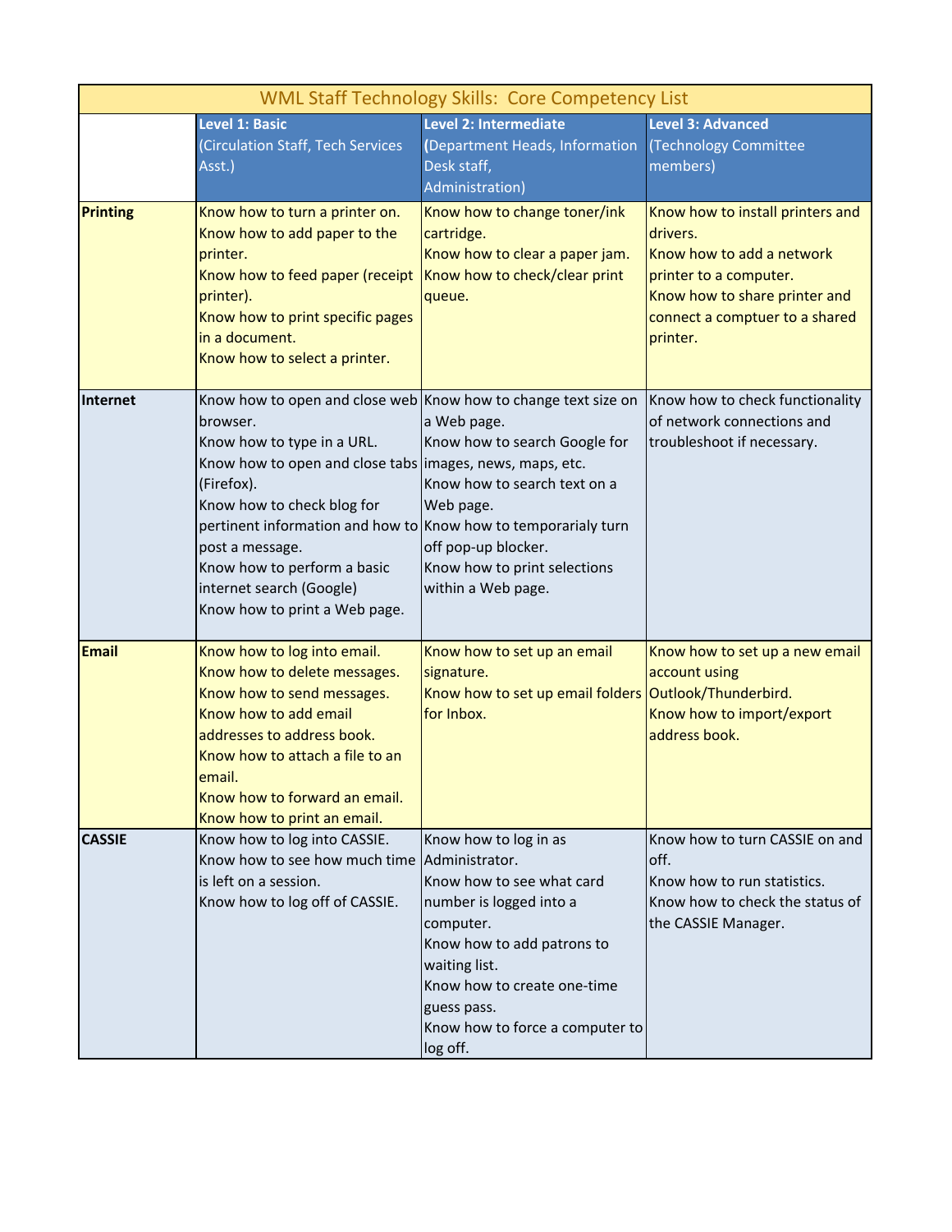| WML Staff Technology Skills: Core Competency List | | | |
|---|---|---|---|
| | **Level 1: Basic** (Circulation Staff, Tech Services Asst.) | **Level 2: Intermediate** (Department Heads, Information Desk staff, Administration) | **Level 3: Advanced** (Technology Committee members) |
| **Printing** | Know how to turn a printer on.<br>Know how to add paper to the printer.<br>Know how to feed paper (receipt printer).<br>Know how to print specific pages in a document.<br>Know how to select a printer. | Know how to change toner/ink cartridge.<br>Know how to clear a paper jam.<br>Know how to check/clear print queue. | Know how to install printers and drivers.<br>Know how to add a network printer to a computer.<br>Know how to share printer and connect a comptuer to a shared printer. |
| **Internet** | Know how to open and close web browser.<br>Know how to type in a URL.<br>Know how to open and close tabs (Firefox).<br>Know how to check blog for pertinent information and how to post a message.<br>Know how to perform a basic internet search (Google)<br>Know how to print a Web page. | Know how to change text size on a Web page.<br>Know how to search Google for images, news, maps, etc.<br>Know how to search text on a Web page.<br>Know how to temporarialy turn off pop-up blocker.<br>Know how to print selections within a Web page. | Know how to check functionality of network connections and troubleshoot if necessary. |
| **Email** | Know how to log into email.<br>Know how to delete messages.<br>Know how to send messages.<br>Know how to add email addresses to address book.<br>Know how to attach a file to an email.<br>Know how to forward an email.<br>Know how to print an email. | Know how to set up an email signature.<br>Know how to set up email folders for Inbox. | Know how to set up a new email account using Outlook/Thunderbird.<br>Know how to import/export address book. |
| **CASSIE** | Know how to log into CASSIE.<br>Know how to see how much time is left on a session.<br>Know how to log off of CASSIE. | Know how to log in as Administrator.<br>Know how to see what card number is logged into a computer.<br>Know how to add patrons to waiting list.<br>Know how to create one-time guess pass.<br>Know how to force a computer to log off. | Know how to turn CASSIE on and off.<br>Know how to run statistics.<br>Know how to check the status of the CASSIE Manager. |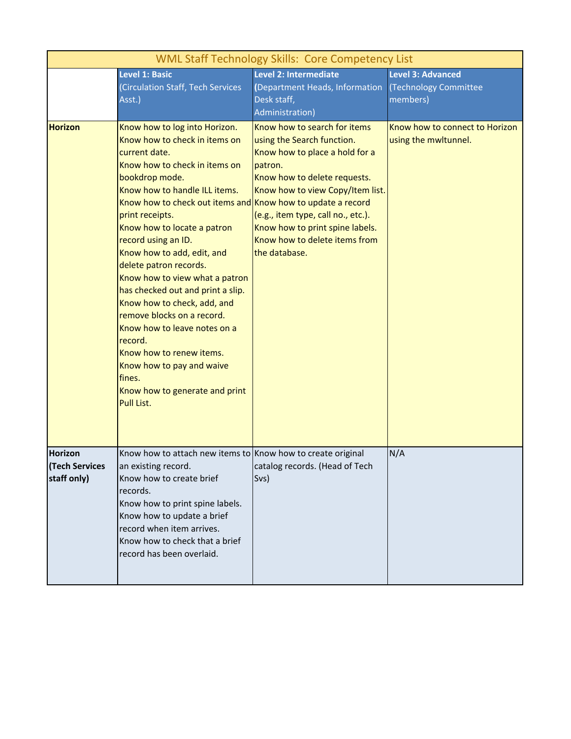| WML Staff Technology Skills: Core Competency List | | | |
|---|---|---|---|
| | **Level 1: Basic** (Circulation Staff, Tech Services Asst.) | **Level 2: Intermediate** (Department Heads, Information Desk staff, Administration) | **Level 3: Advanced** (Technology Committee members) |
| **Horizon** | Know how to log into Horizon.<br>Know how to check in items on current date.<br>Know how to check in items on bookdrop mode.<br>Know how to handle ILL items.<br>Know how to check out items and print receipts.<br>Know how to locate a patron record using an ID.<br>Know how to add, edit, and delete patron records.<br>Know how to view what a patron has checked out and print a slip.<br>Know how to check, add, and remove blocks on a record.<br>Know how to leave notes on a record.<br>Know how to renew items.<br>Know how to pay and waive fines.<br>Know how to generate and print Pull List. | Know how to search for items using the Search function.<br>Know how to place a hold for a patron.<br>Know how to delete requests.<br>Know how to view Copy/Item list.<br>Know how to update a record (e.g., item type, call no., etc.).<br>Know how to print spine labels.<br>Know how to delete items from the database. | Know how to connect to Horizon using the mwltunnel. |
| **Horizon (Tech Services staff only)** | Know how to attach new items to an existing record.<br>Know how to create brief records.<br>Know how to print spine labels.<br>Know how to update a brief record when item arrives.<br>Know how to check that a brief record has been overlaid. | Know how to create original catalog records. (Head of Tech Svs) | N/A |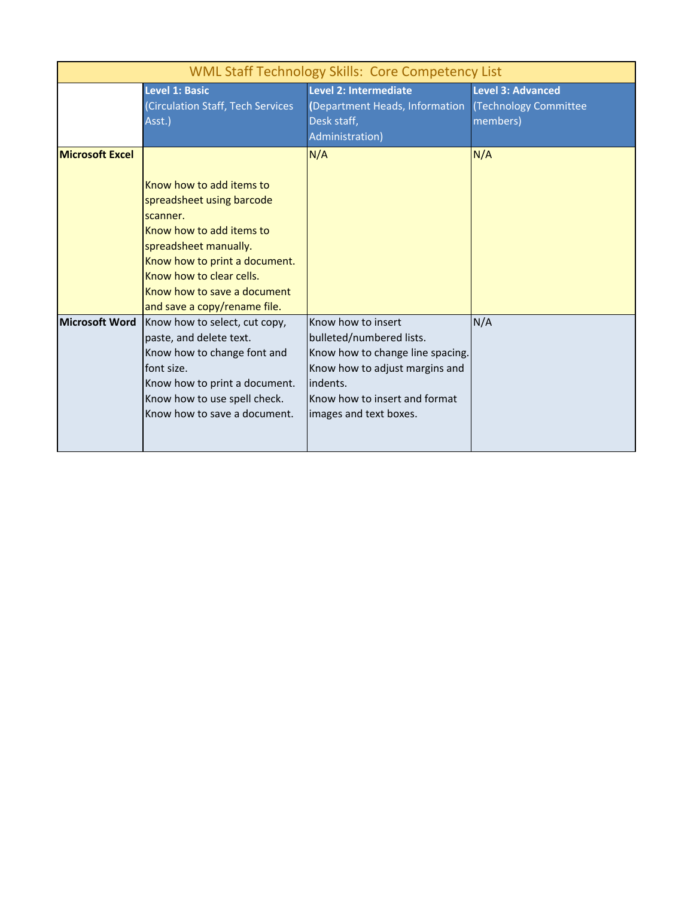| WML Staff Technology Skills: Core Competency List | | | |
|---|---|---|---|
| | **Level 1: Basic** (Circulation Staff, Tech Services Asst.) | **Level 2: Intermediate** (Department Heads, Information Desk staff, Administration) | **Level 3: Advanced** (Technology Committee members) |
| **Microsoft Excel** | Know how to add items to spreadsheet using barcode scanner.<br>Know how to add items to spreadsheet manually.<br>Know how to print a document.<br>Know how to clear cells.<br>Know how to save a document and save a copy/rename file. | N/A | N/A |
| **Microsoft Word** | Know how to select, cut copy, paste, and delete text.<br>Know how to change font and font size.<br>Know how to print a document.<br>Know how to use spell check.<br>Know how to save a document. | Know how to insert bulleted/numbered lists.<br>Know how to change line spacing.<br>Know how to adjust margins and indents.<br>Know how to insert and format images and text boxes. | N/A |